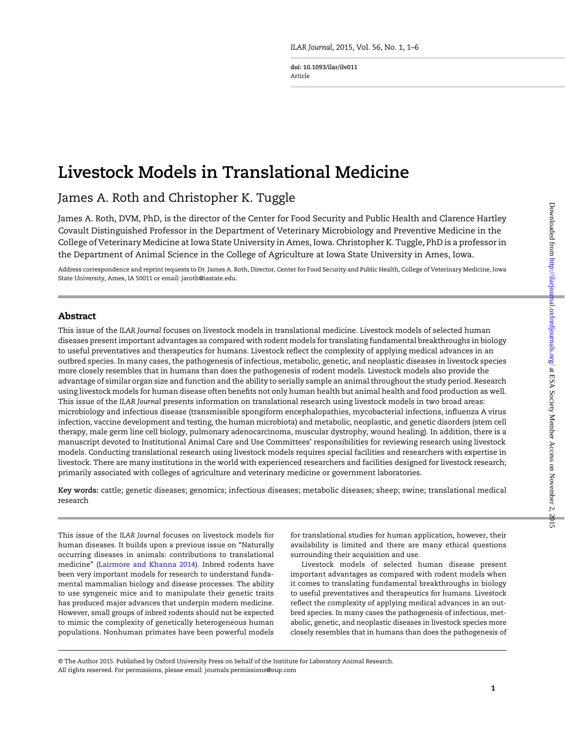doi: 10.1093/ilar/ilv011
Article

# Livestock Models in Translational Medicine

## James A. Roth and Christopher K. Tuggle

James A. Roth, DVM, PhD, is the director of the Center for Food Security and Public Health and Clarence Hartley Covault Distinguished Professor in the Department of Veterinary Microbiology and Preventive Medicine in the College of Veterinary Medicine at Iowa State University in Ames, Iowa. Christopher K. Tuggle, PhD is a professor in the Department of Animal Science in the College of Agriculture at Iowa State University in Ames, Iowa.

Address correspondence and reprint requests to Dr. James A. Roth, Director, Center for Food Security and Public Health, College of Veterinary Medicine, Iowa State University, Ames, IA 50011 or email: jaroth@iastate.edu.

## Abstract

This issue of the *ILAR Journal* focuses on livestock models in translational medicine. Livestock models of selected human diseases present important advantages as compared with rodent models for translating fundamental breakthroughs in biology to useful preventatives and therapeutics for humans. Livestock reflect the complexity of applying medical advances in an outbred species. In many cases, the pathogenesis of infectious, metabolic, genetic, and neoplastic diseases in livestock species more closely resembles that in humans than does the pathogenesis of rodent models. Livestock models also provide the advantage of similar organ size and function and the ability to serially sample an animal throughout the study period. Research using livestock models for human disease often benefits not only human health but animal health and food production as well. This issue of the *ILAR Journal* presents information on translational research using livestock models in two broad areas: microbiology and infectious disease (transmissible spongiform encephalopathies, mycobacterial infections, influenza A virus infection, vaccine development and testing, the human microbiota) and metabolic, neoplastic, and genetic disorders (stem cell therapy, male germ line cell biology, pulmonary adenocarcinoma, muscular dystrophy, wound healing). In addition, there is a manuscript devoted to Institutional Animal Care and Use Committees' responsibilities for reviewing research using livestock models. Conducting translational research using livestock models requires special facilities and researchers with expertise in livestock. There are many institutions in the world with experienced researchers and facilities designed for livestock research; primarily associated with colleges of agriculture and veterinary medicine or government laboratories.

**Key words:** cattle; genetic diseases; genomics; infectious diseases; metabolic diseases; sheep; swine; translational medical research

This issue of the *ILAR Journal* focuses on livestock models for human diseases. It builds upon a previous issue on "Naturally occurring diseases in animals: contributions to translational medicine" (Lairmore and Khanna 2014). Inbred rodents have been very important models for research to understand fundamental mammalian biology and disease processes. The ability to use syngeneic mice and to manipulate their genetic traits has produced major advances that underpin modern medicine. However, small groups of inbred rodents should not be expected to mimic the complexity of genetically heterogeneous human populations. Nonhuman primates have been powerful models for translational studies for human application, however, their availability is limited and there are many ethical questions surrounding their acquisition and use.

Livestock models of selected human disease present important advantages as compared with rodent models when it comes to translating fundamental breakthroughs in biology to useful preventatives and therapeutics for humans. Livestock reflect the complexity of applying medical advances in an outbred species. In many cases the pathogenesis of infectious, metabolic, genetic, and neoplastic diseases in livestock species more closely resembles that in humans than does the pathogenesis of

© The Author 2015. Published by Oxford University Press on behalf of the Institute for Laboratory Animal Research.
All rights reserved. For permissions, please email: journals.permissions@oup.com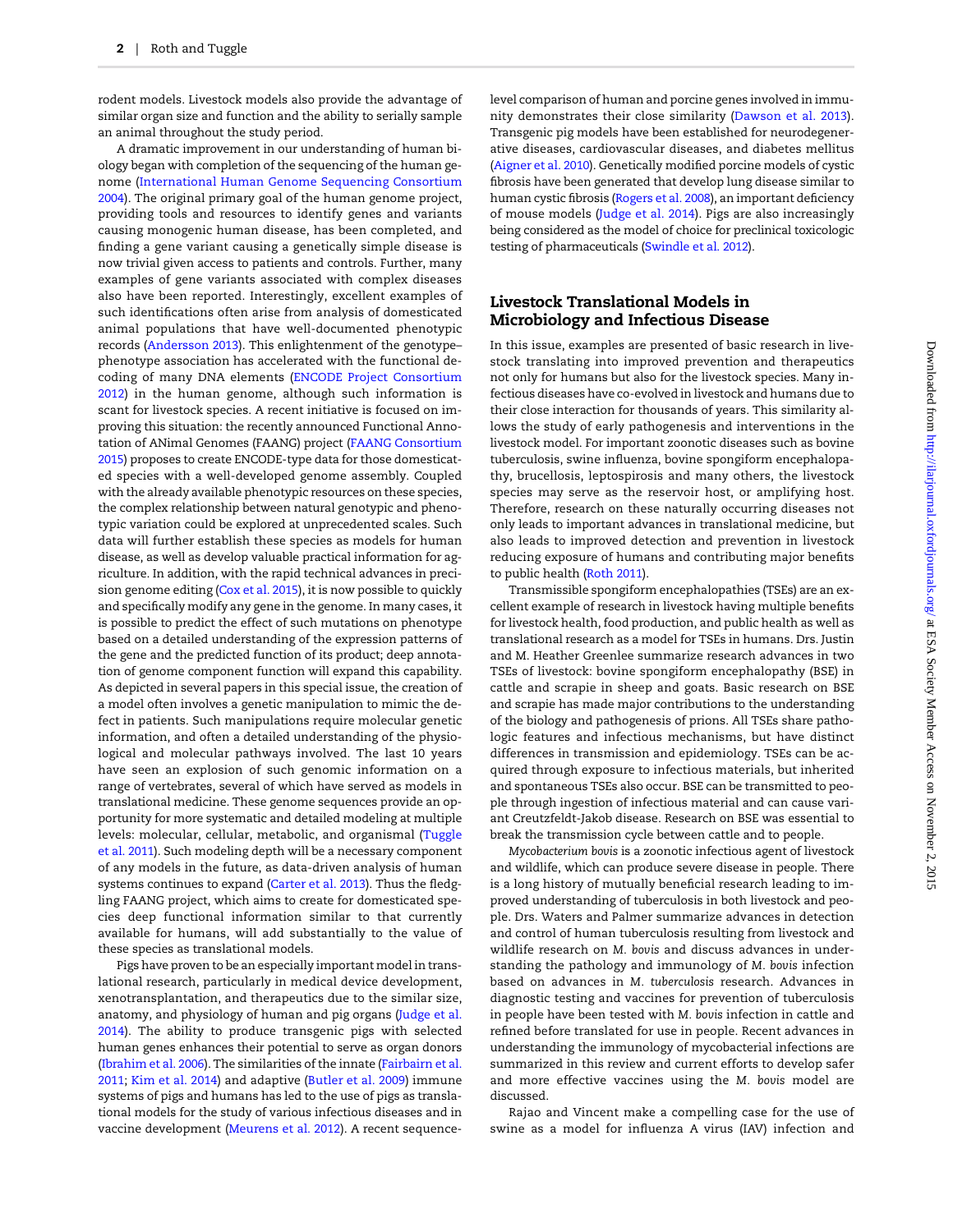rodent models. Livestock models also provide the advantage of similar organ size and function and the ability to serially sample an animal throughout the study period.

A dramatic improvement in our understanding of human biology began with completion of the sequencing of the human genome (International Human Genome Sequencing Consortium 2004). The original primary goal of the human genome project, providing tools and resources to identify genes and variants causing monogenic human disease, has been completed, and finding a gene variant causing a genetically simple disease is now trivial given access to patients and controls. Further, many examples of gene variants associated with complex diseases also have been reported. Interestingly, excellent examples of such identifications often arise from analysis of domesticated animal populations that have well-documented phenotypic records (Andersson 2013). This enlightenment of the genotype–phenotype association has accelerated with the functional decoding of many DNA elements (ENCODE Project Consortium 2012) in the human genome, although such information is scant for livestock species. A recent initiative is focused on improving this situation: the recently announced Functional Annotation of ANimal Genomes (FAANG) project (FAANG Consortium 2015) proposes to create ENCODE-type data for those domesticated species with a well-developed genome assembly. Coupled with the already available phenotypic resources on these species, the complex relationship between natural genotypic and phenotypic variation could be explored at unprecedented scales. Such data will further establish these species as models for human disease, as well as develop valuable practical information for agriculture. In addition, with the rapid technical advances in precision genome editing (Cox et al. 2015), it is now possible to quickly and specifically modify any gene in the genome. In many cases, it is possible to predict the effect of such mutations on phenotype based on a detailed understanding of the expression patterns of the gene and the predicted function of its product; deep annotation of genome component function will expand this capability. As depicted in several papers in this special issue, the creation of a model often involves a genetic manipulation to mimic the defect in patients. Such manipulations require molecular genetic information, and often a detailed understanding of the physiologic and molecular pathways involved. The last 10 years have seen an explosion of such genomic information on a range of vertebrates, several of which have served as models in translational medicine. These genome sequences provide an opportunity for more systematic and detailed modeling at multiple levels: molecular, cellular, metabolic, and organismal (Tuggle et al. 2011). Such modeling depth will be a necessary component of any models in the future, as data-driven analysis of human systems continues to expand (Carter et al. 2013). Thus the fledgling FAANG project, which aims to create for domesticated species deep functional information similar to that currently available for humans, will add substantially to the value of these species as translational models.

Pigs have proven to be an especially important model in translational research, particularly in medical device development, xenotransplantation, and therapeutics due to the similar size, anatomy, and physiology of human and pig organs (Judge et al. 2014). The ability to produce transgenic pigs with selected human genes enhances their potential to serve as organ donors (Ibrahim et al. 2006). The similarities of the innate (Fairbairn et al. 2011; Kim et al. 2014) and adaptive (Butler et al. 2009) immune systems of pigs and humans has led to the use of pigs as translational models for the study of various infectious diseases and in vaccine development (Meurens et al. 2012). A recent sequence-level comparison of human and porcine genes involved in immunity demonstrates their close similarity (Dawson et al. 2013). Transgenic pig models have been established for neurodegenerative diseases, cardiovascular diseases, and diabetes mellitus (Aigner et al. 2010). Genetically modified porcine models of cystic fibrosis have been generated that develop lung disease similar to human cystic fibrosis (Rogers et al. 2008), an important deficiency of mouse models (Judge et al. 2014). Pigs are also increasingly being considered as the model of choice for preclinical toxicologic testing of pharmaceuticals (Swindle et al. 2012).

## Livestock Translational Models in Microbiology and Infectious Disease

In this issue, examples are presented of basic research in livestock translating into improved prevention and therapeutics not only for humans but also for the livestock species. Many infectious diseases have co-evolved in livestock and humans due to their close interaction for thousands of years. This similarity allows the study of early pathogenesis and interventions in the livestock model. For important zoonotic diseases such as bovine tuberculosis, swine influenza, bovine spongiform encephalopathy, brucellosis, leptospirosis and many others, the livestock species may serve as the reservoir host, or amplifying host. Therefore, research on these naturally occurring diseases not only leads to important advances in translational medicine, but also leads to improved detection and prevention in livestock reducing exposure of humans and contributing major benefits to public health (Roth 2011).

Transmissible spongiform encephalopathies (TSEs) are an excellent example of research in livestock having multiple benefits for livestock health, food production, and public health as well as translational research as a model for TSEs in humans. Drs. Justin and M. Heather Greenlee summarize research advances in two TSEs of livestock: bovine spongiform encephalopathy (BSE) in cattle and scrapie in sheep and goats. Basic research on BSE and scrapie has made major contributions to the understanding of the biology and pathogenesis of prions. All TSEs share pathologic features and infectious mechanisms, but have distinct differences in transmission and epidemiology. TSEs can be acquired through exposure to infectious materials, but inherited and spontaneous TSEs also occur. BSE can be transmitted to people through ingestion of infectious material and can cause variant Creutzfeldt-Jakob disease. Research on BSE was essential to break the transmission cycle between cattle and to people.

*Mycobacterium bovis* is a zoonotic infectious agent of livestock and wildlife, which can produce severe disease in people. There is a long history of mutually beneficial research leading to improved understanding of tuberculosis in both livestock and people. Drs. Waters and Palmer summarize advances in detection and control of human tuberculosis resulting from livestock and wildlife research on *M. bovis* and discuss advances in understanding the pathology and immunology of *M. bovis* infection based on advances in *M. tuberculosis* research. Advances in diagnostic testing and vaccines for prevention of tuberculosis in people have been tested with *M. bovis* infection in cattle and refined before translated for use in people. Recent advances in understanding the immunology of mycobacterial infections are summarized in this review and current efforts to develop safer and more effective vaccines using the *M. bovis* model are discussed.

Rajao and Vincent make a compelling case for the use of swine as a model for influenza A virus (IAV) infection and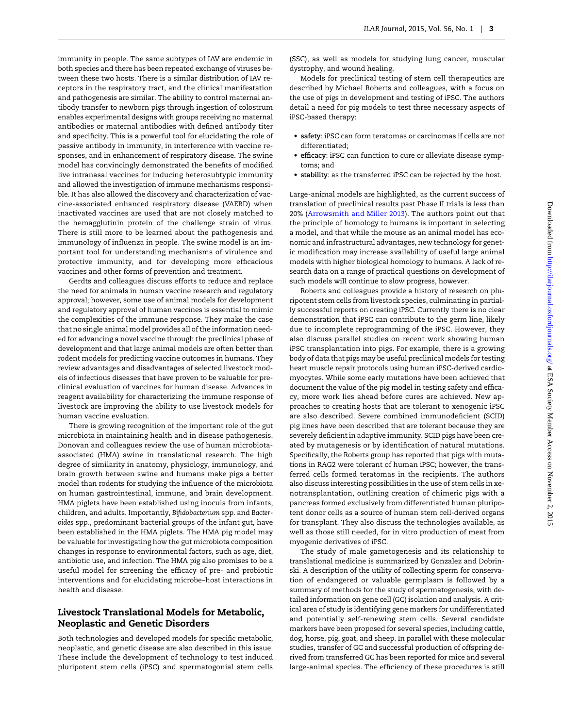immunity in people. The same subtypes of IAV are endemic in both species and there has been repeated exchange of viruses between these two hosts. There is a similar distribution of IAV receptors in the respiratory tract, and the clinical manifestation and pathogenesis are similar. The ability to control maternal antibody transfer to newborn pigs through ingestion of colostrum enables experimental designs with groups receiving no maternal antibodies or maternal antibodies with defined antibody titer and specificity. This is a powerful tool for elucidating the role of passive antibody in immunity, in interference with vaccine responses, and in enhancement of respiratory disease. The swine model has convincingly demonstrated the benefits of modified live intranasal vaccines for inducing heterosubtypic immunity and allowed the investigation of immune mechanisms responsible. It has also allowed the discovery and characterization of vaccine-associated enhanced respiratory disease (VAERD) when inactivated vaccines are used that are not closely matched to the hemagglutinin protein of the challenge strain of virus. There is still more to be learned about the pathogenesis and immunology of influenza in people. The swine model is an important tool for understanding mechanisms of virulence and protective immunity, and for developing more efficacious vaccines and other forms of prevention and treatment.

Gerdts and colleagues discuss efforts to reduce and replace the need for animals in human vaccine research and regulatory approval; however, some use of animal models for development and regulatory approval of human vaccines is essential to mimic the complexities of the immune response. They make the case that no single animal model provides all of the information needed for advancing a novel vaccine through the preclinical phase of development and that large animal models are often better than rodent models for predicting vaccine outcomes in humans. They review advantages and disadvantages of selected livestock models of infectious diseases that have proven to be valuable for preclinical evaluation of vaccines for human disease. Advances in reagent availability for characterizing the immune response of livestock are improving the ability to use livestock models for human vaccine evaluation.

There is growing recognition of the important role of the gut microbiota in maintaining health and in disease pathogenesis. Donovan and colleagues review the use of human microbiota-associated (HMA) swine in translational research. The high degree of similarity in anatomy, physiology, immunology, and brain growth between swine and humans make pigs a better model than rodents for studying the influence of the microbiota on human gastrointestinal, immune, and brain development. HMA piglets have been established using inocula from infants, children, and adults. Importantly, *Bifidobacterium* spp. and *Bacteroides* spp., predominant bacterial groups of the infant gut, have been established in the HMA piglets. The HMA pig model may be valuable for investigating how the gut microbiota composition changes in response to environmental factors, such as age, diet, antibiotic use, and infection. The HMA pig also promises to be a useful model for screening the efficacy of pre- and probiotic interventions and for elucidating microbe–host interactions in health and disease.

## Livestock Translational Models for Metabolic, Neoplastic and Genetic Disorders

Both technologies and developed models for specific metabolic, neoplastic, and genetic disease are also described in this issue. These include the development of technology to test induced pluripotent stem cells (iPSC) and spermatogonial stem cells (SSC), as well as models for studying lung cancer, muscular dystrophy, and wound healing.

Models for preclinical testing of stem cell therapeutics are described by Michael Roberts and colleagues, with a focus on the use of pigs in development and testing of iPSC. The authors detail a need for pig models to test three necessary aspects of iPSC-based therapy:

- **safety**: iPSC can form teratomas or carcinomas if cells are not differentiated;
- **efficacy**: iPSC can function to cure or alleviate disease symptoms; and
- **stability**: as the transferred iPSC can be rejected by the host.

Large-animal models are highlighted, as the current success of translation of preclinical results past Phase II trials is less than 20% (Arrowsmith and Miller 2013). The authors point out that the principle of homology to humans is important in selecting a model, and that while the mouse as an animal model has economic and infrastructural advantages, new technology for genetic modification may increase availability of useful large animal models with higher biological homology to humans. A lack of research data on a range of practical questions on development of such models will continue to slow progress, however.

Roberts and colleagues provide a history of research on pluripotent stem cells from livestock species, culminating in partially successful reports on creating iPSC. Currently there is no clear demonstration that iPSC can contribute to the germ line, likely due to incomplete reprogramming of the iPSC. However, they also discuss parallel studies on recent work showing human iPSC transplantation into pigs. For example, there is a growing body of data that pigs may be useful preclinical models for testing heart muscle repair protocols using human iPSC-derived cardiomyocytes. While some early mutations have been achieved that document the value of the pig model in testing safety and efficacy, more work lies ahead before cures are achieved. New approaches to creating hosts that are tolerant to xenogenic iPSC are also described. Severe combined immunodeficient (SCID) pig lines have been described that are tolerant because they are severely deficient in adaptive immunity. SCID pigs have been created by mutagenesis or by identification of natural mutations. Specifically, the Roberts group has reported that pigs with mutations in RAG2 were tolerant of human iPSC; however, the transferred cells formed teratomas in the recipients. The authors also discuss interesting possibilities in the use of stem cells in xenotransplantation, outlining creation of chimeric pigs with a pancreas formed exclusively from differentiated human pluripotent donor cells as a source of human stem cell-derived organs for transplant. They also discuss the technologies available, as well as those still needed, for in vitro production of meat from myogenic derivatives of iPSC.

The study of male gametogenesis and its relationship to translational medicine is summarized by Gonzalez and Dobrinski. A description of the utility of collecting sperm for conservation of endangered or valuable germplasm is followed by a summary of methods for the study of spermatogenesis, with detailed information on germ cell (GC) isolation and analysis. A critical area of study is identifying gene markers for undifferentiated and potentially self-renewing stem cells. Several candidate markers have been proposed for several species, including cattle, dog, horse, pig, goat, and sheep. In parallel with these molecular studies, transfer of GC and successful production of offspring derived from transferred GC has been reported for mice and several large-animal species. The efficiency of these procedures is still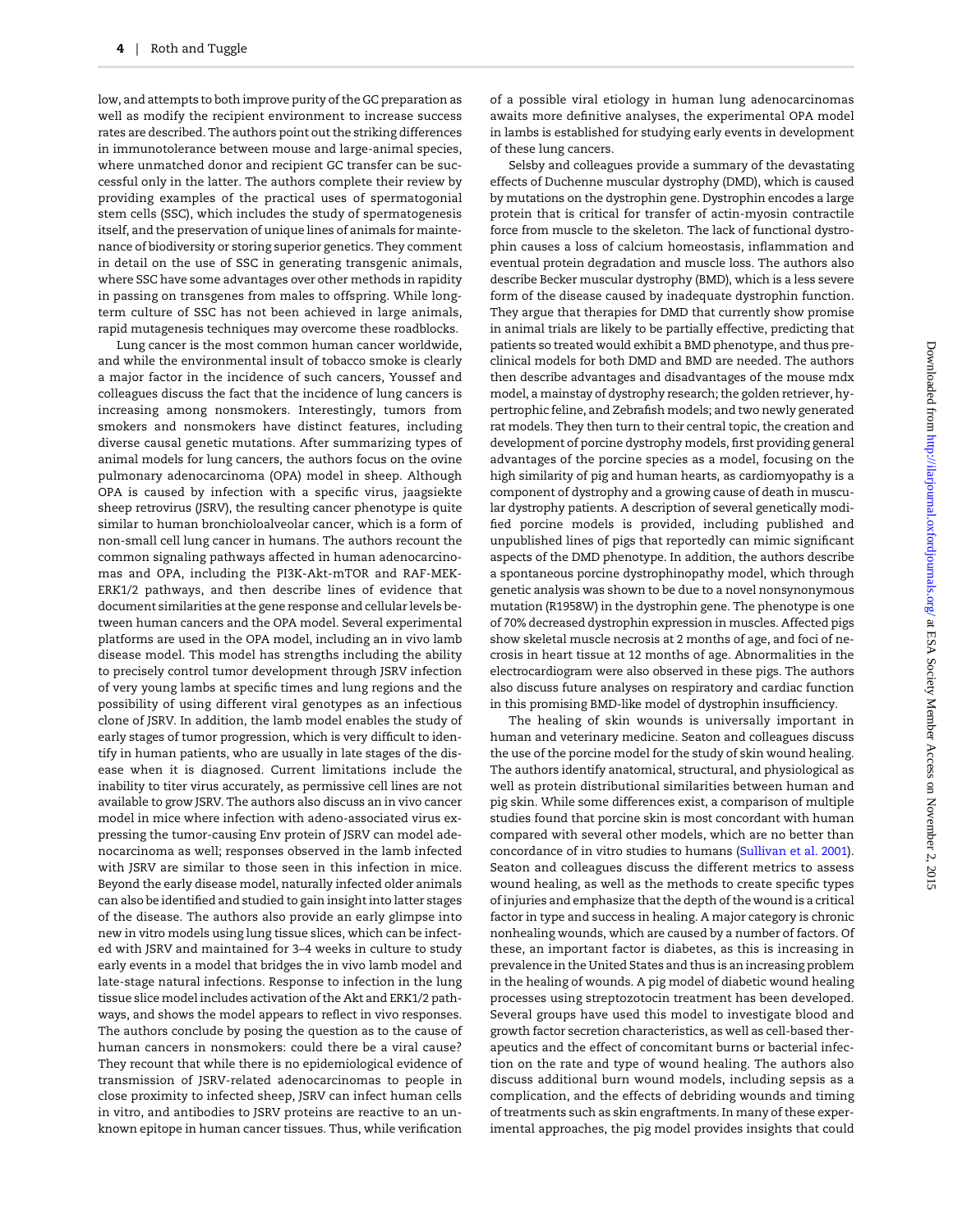low, and attempts to both improve purity of the GC preparation as well as modify the recipient environment to increase success rates are described. The authors point out the striking differences in immunotolerance between mouse and large-animal species, where unmatched donor and recipient GC transfer can be successful only in the latter. The authors complete their review by providing examples of the practical uses of spermatogonial stem cells (SSC), which includes the study of spermatogenesis itself, and the preservation of unique lines of animals for maintenance of biodiversity or storing superior genetics. They comment in detail on the use of SSC in generating transgenic animals, where SSC have some advantages over other methods in rapidity in passing on transgenes from males to offspring. While long-term culture of SSC has not been achieved in large animals, rapid mutagenesis techniques may overcome these roadblocks.

Lung cancer is the most common human cancer worldwide, and while the environmental insult of tobacco smoke is clearly a major factor in the incidence of such cancers, Youssef and colleagues discuss the fact that the incidence of lung cancers is increasing among nonsmokers. Interestingly, tumors from smokers and nonsmokers have distinct features, including diverse causal genetic mutations. After summarizing types of animal models for lung cancers, the authors focus on the ovine pulmonary adenocarcinoma (OPA) model in sheep. Although OPA is caused by infection with a specific virus, jaagsiekte sheep retrovirus (JSRV), the resulting cancer phenotype is quite similar to human bronchioloalveolar cancer, which is a form of non-small cell lung cancer in humans. The authors recount the common signaling pathways affected in human adenocarcinomas and OPA, including the PI3K-Akt-mTOR and RAF-MEK-ERK1/2 pathways, and then describe lines of evidence that document similarities at the gene response and cellular levels between human cancers and the OPA model. Several experimental platforms are used in the OPA model, including an in vivo lamb disease model. This model has strengths including the ability to precisely control tumor development through JSRV infection of very young lambs at specific times and lung regions and the possibility of using different viral genotypes as an infectious clone of JSRV. In addition, the lamb model enables the study of early stages of tumor progression, which is very difficult to identify in human patients, who are usually in late stages of the disease when it is diagnosed. Current limitations include the inability to titer virus accurately, as permissive cell lines are not available to grow JSRV. The authors also discuss an in vivo cancer model in mice where infection with adeno-associated virus expressing the tumor-causing Env protein of JSRV can model adenocarcinoma as well; responses observed in the lamb infected with JSRV are similar to those seen in this infection in mice. Beyond the early disease model, naturally infected older animals can also be identified and studied to gain insight into latter stages of the disease. The authors also provide an early glimpse into new in vitro models using lung tissue slices, which can be infected with JSRV and maintained for 3–4 weeks in culture to study early events in a model that bridges the in vivo lamb model and late-stage natural infections. Response to infection in the lung tissue slice model includes activation of the Akt and ERK1/2 pathways, and shows the model appears to reflect in vivo responses. The authors conclude by posing the question as to the cause of human cancers in nonsmokers: could there be a viral cause? They recount that while there is no epidemiological evidence of transmission of JSRV-related adenocarcinomas to people in close proximity to infected sheep, JSRV can infect human cells in vitro, and antibodies to JSRV proteins are reactive to an unknown epitope in human cancer tissues. Thus, while verification of a possible viral etiology in human lung adenocarcinomas awaits more definitive analyses, the experimental OPA model in lambs is established for studying early events in development of these lung cancers.

Selsby and colleagues provide a summary of the devastating effects of Duchenne muscular dystrophy (DMD), which is caused by mutations on the dystrophin gene. Dystrophin encodes a large protein that is critical for transfer of actin-myosin contractile force from muscle to the skeleton. The lack of functional dystrophin causes a loss of calcium homeostasis, inflammation and eventual protein degradation and muscle loss. The authors also describe Becker muscular dystrophy (BMD), which is a less severe form of the disease caused by inadequate dystrophin function. They argue that therapies for DMD that currently show promise in animal trials are likely to be partially effective, predicting that patients so treated would exhibit a BMD phenotype, and thus preclinical models for both DMD and BMD are needed. The authors then describe advantages and disadvantages of the mouse mdx model, a mainstay of dystrophy research; the golden retriever, hypertrophic feline, and Zebrafish models; and two newly generated rat models. They then turn to their central topic, the creation and development of porcine dystrophy models, first providing general advantages of the porcine species as a model, focusing on the high similarity of pig and human hearts, as cardiomyopathy is a component of dystrophy and a growing cause of death in muscular dystrophy patients. A description of several genetically modified porcine models is provided, including published and unpublished lines of pigs that reportedly can mimic significant aspects of the DMD phenotype. In addition, the authors describe a spontaneous porcine dystrophinopathy model, which through genetic analysis was shown to be due to a novel nonsynonymous mutation (R1958W) in the dystrophin gene. The phenotype is one of 70% decreased dystrophin expression in muscles. Affected pigs show skeletal muscle necrosis at 2 months of age, and foci of necrosis in heart tissue at 12 months of age. Abnormalities in the electrocardiogram were also observed in these pigs. The authors also discuss future analyses on respiratory and cardiac function in this promising BMD-like model of dystrophin insufficiency.

The healing of skin wounds is universally important in human and veterinary medicine. Seaton and colleagues discuss the use of the porcine model for the study of skin wound healing. The authors identify anatomical, structural, and physiological as well as protein distributional similarities between human and pig skin. While some differences exist, a comparison of multiple studies found that porcine skin is most concordant with human compared with several other models, which are no better than concordance of in vitro studies to humans (Sullivan et al. 2001). Seaton and colleagues discuss the different metrics to assess wound healing, as well as the methods to create specific types of injuries and emphasize that the depth of the wound is a critical factor in type and success in healing. A major category is chronic nonhealing wounds, which are caused by a number of factors. Of these, an important factor is diabetes, as this is increasing in prevalence in the United States and thus is an increasing problem in the healing of wounds. A pig model of diabetic wound healing processes using streptozotocin treatment has been developed. Several groups have used this model to investigate blood and growth factor secretion characteristics, as well as cell-based therapeutics and the effect of concomitant burns or bacterial infection on the rate and type of wound healing. The authors also discuss additional burn wound models, including sepsis as a complication, and the effects of debriding wounds and timing of treatments such as skin engraftments. In many of these experimental approaches, the pig model provides insights that could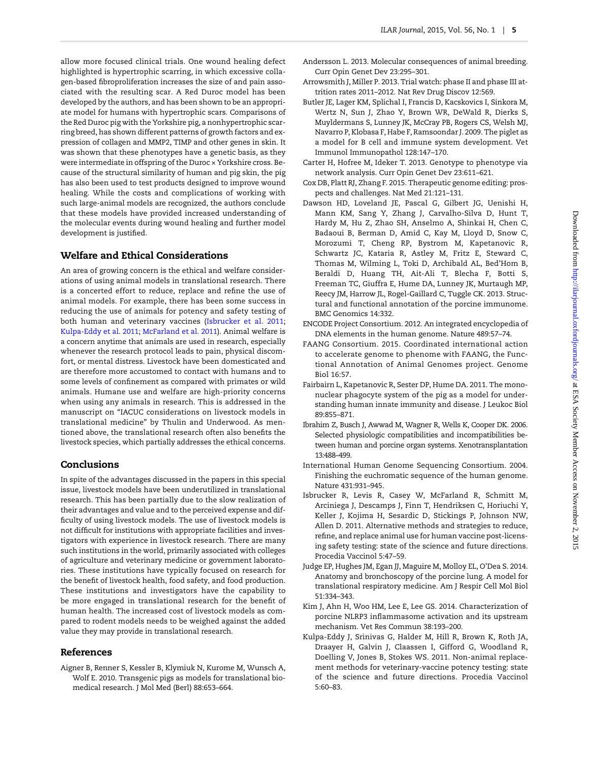allow more focused clinical trials. One wound healing defect highlighted is hypertrophic scarring, in which excessive collagen-based fibroproliferation increases the size of and pain associated with the resulting scar. A Red Duroc model has been developed by the authors, and has been shown to be an appropriate model for humans with hypertrophic scars. Comparisons of the Red Duroc pig with the Yorkshire pig, a nonhypertrophic scarring breed, has shown different patterns of growth factors and expression of collagen and MMP2, TIMP and other genes in skin. It was shown that these phenotypes have a genetic basis, as they were intermediate in offspring of the Duroc × Yorkshire cross. Because of the structural similarity of human and pig skin, the pig has also been used to test products designed to improve wound healing. While the costs and complications of working with such large-animal models are recognized, the authors conclude that these models have provided increased understanding of the molecular events during wound healing and further model development is justified.

## Welfare and Ethical Considerations

An area of growing concern is the ethical and welfare considerations of using animal models in translational research. There is a concerted effort to reduce, replace and refine the use of animal models. For example, there has been some success in reducing the use of animals for potency and safety testing of both human and veterinary vaccines (Isbrucker et al. 2011; Kulpa-Eddy et al. 2011; McFarland et al. 2011). Animal welfare is a concern anytime that animals are used in research, especially whenever the research protocol leads to pain, physical discomfort, or mental distress. Livestock have been domesticated and are therefore more accustomed to contact with humans and to some levels of confinement as compared with primates or wild animals. Humane use and welfare are high-priority concerns when using any animals in research. This is addressed in the manuscript on "IACUC considerations on livestock models in translational medicine" by Thulin and Underwood. As mentioned above, the translational research often also benefits the livestock species, which partially addresses the ethical concerns.

## Conclusions

In spite of the advantages discussed in the papers in this special issue, livestock models have been underutilized in translational research. This has been partially due to the slow realization of their advantages and value and to the perceived expense and difficulty of using livestock models. The use of livestock models is not difficult for institutions with appropriate facilities and investigators with experience in livestock research. There are many such institutions in the world, primarily associated with colleges of agriculture and veterinary medicine or government laboratories. These institutions have typically focused on research for the benefit of livestock health, food safety, and food production. These institutions and investigators have the capability to be more engaged in translational research for the benefit of human health. The increased cost of livestock models as compared to rodent models needs to be weighed against the added value they may provide in translational research.

## References

Aigner B, Renner S, Kessler B, Klymiuk N, Kurome M, Wunsch A, Wolf E. 2010. Transgenic pigs as models for translational biomedical research. J Mol Med (Berl) 88:653–664.

Andersson L. 2013. Molecular consequences of animal breeding. Curr Opin Genet Dev 23:295–301.

Arrowsmith J, Miller P. 2013. Trial watch: phase II and phase III attrition rates 2011–2012. Nat Rev Drug Discov 12:569.

Butler JE, Lager KM, Splichal I, Francis D, Kacskovics I, Sinkora M, Wertz N, Sun J, Zhao Y, Brown WR, DeWald R, Dierks S, Muyldermans S, Lunney JK, McCray PB, Rogers CS, Welsh MJ, Navarro P, Klobasa F, Habe F, Ramsoondar J. 2009. The piglet as a model for B cell and immune system development. Vet Immunol Immunopathol 128:147–170.

Carter H, Hofree M, Ideker T. 2013. Genotype to phenotype via network analysis. Curr Opin Genet Dev 23:611–621.

Cox DB, Platt RJ, Zhang F. 2015. Therapeutic genome editing: prospects and challenges. Nat Med 21:121–131.

Dawson HD, Loveland JE, Pascal G, Gilbert JG, Uenishi H, Mann KM, Sang Y, Zhang J, Carvalho-Silva D, Hunt T, Hardy M, Hu Z, Zhao SH, Anselmo A, Shinkai H, Chen C, Badaoui B, Berman D, Amid C, Kay M, Lloyd D, Snow C, Morozumi T, Cheng RP, Bystrom M, Kapetanovic R, Schwartz JC, Kataria R, Astley M, Fritz E, Steward C, Thomas M, Wilming L, Toki D, Archibald AL, Bed'Hom B, Beraldi D, Huang TH, Ait-Ali T, Blecha F, Botti S, Freeman TC, Giuffra E, Hume DA, Lunney JK, Murtaugh MP, Reecy JM, Harrow JL, Rogel-Gaillard C, Tuggle CK. 2013. Structural and functional annotation of the porcine immunome. BMC Genomics 14:332.

ENCODE Project Consortium. 2012. An integrated encyclopedia of DNA elements in the human genome. Nature 489:57–74.

FAANG Consortium. 2015. Coordinated international action to accelerate genome to phenome with FAANG, the Functional Annotation of Animal Genomes project. Genome Biol 16:57.

Fairbairn L, Kapetanovic R, Sester DP, Hume DA. 2011. The mononuclear phagocyte system of the pig as a model for understanding human innate immunity and disease. J Leukoc Biol 89:855–871.

Ibrahim Z, Busch J, Awwad M, Wagner R, Wells K, Cooper DK. 2006. Selected physiologic compatibilities and incompatibilities between human and porcine organ systems. Xenotransplantation 13:488–499.

International Human Genome Sequencing Consortium. 2004. Finishing the euchromatic sequence of the human genome. Nature 431:931–945.

Isbrucker R, Levis R, Casey W, McFarland R, Schmitt M, Arciniega J, Descamps J, Finn T, Hendriksen C, Horiuchi Y, Keller J, Kojima H, Sesardic D, Stickings P, Johnson NW, Allen D. 2011. Alternative methods and strategies to reduce, refine, and replace animal use for human vaccine post-licensing safety testing: state of the science and future directions. Procedia Vaccinol 5:47–59.

Judge EP, Hughes JM, Egan JJ, Maguire M, Molloy EL, O'Dea S. 2014. Anatomy and bronchoscopy of the porcine lung. A model for translational respiratory medicine. Am J Respir Cell Mol Biol 51:334–343.

Kim J, Ahn H, Woo HM, Lee E, Lee GS. 2014. Characterization of porcine NLRP3 inflammasome activation and its upstream mechanism. Vet Res Commun 38:193–200.

Kulpa-Eddy J, Srinivas G, Halder M, Hill R, Brown K, Roth JA, Draayer H, Galvin J, Claassen I, Gifford G, Woodland R, Doelling V, Jones B, Stokes WS. 2011. Non-animal replacement methods for veterinary-vaccine potency testing: state of the science and future directions. Procedia Vaccinol 5:60–83.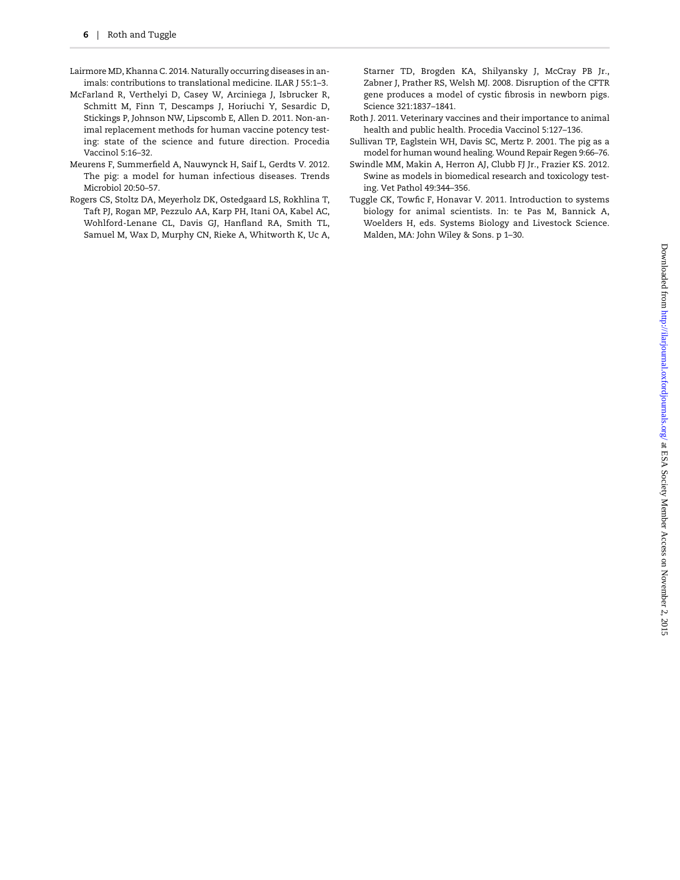Lairmore MD, Khanna C. 2014. Naturally occurring diseases in animals: contributions to translational medicine. ILAR J 55:1–3.

McFarland R, Verthelyi D, Casey W, Arciniega J, Isbrucker R, Schmitt M, Finn T, Descamps J, Horiuchi Y, Sesardic D, Stickings P, Johnson NW, Lipscomb E, Allen D. 2011. Non-animal replacement methods for human vaccine potency testing: state of the science and future direction. Procedia Vaccinol 5:16–32.

Meurens F, Summerfield A, Nauwynck H, Saif L, Gerdts V. 2012. The pig: a model for human infectious diseases. Trends Microbiol 20:50–57.

Rogers CS, Stoltz DA, Meyerholz DK, Ostedgaard LS, Rokhlina T, Taft PJ, Rogan MP, Pezzulo AA, Karp PH, Itani OA, Kabel AC, Wohlford-Lenane CL, Davis GJ, Hanfland RA, Smith TL, Samuel M, Wax D, Murphy CN, Rieke A, Whitworth K, Uc A, Starner TD, Brogden KA, Shilyansky J, McCray PB Jr., Zabner J, Prather RS, Welsh MJ. 2008. Disruption of the CFTR gene produces a model of cystic fibrosis in newborn pigs. Science 321:1837–1841.

Roth J. 2011. Veterinary vaccines and their importance to animal health and public health. Procedia Vaccinol 5:127–136.

Sullivan TP, Eaglstein WH, Davis SC, Mertz P. 2001. The pig as a model for human wound healing. Wound Repair Regen 9:66–76.

Swindle MM, Makin A, Herron AJ, Clubb FJ Jr., Frazier KS. 2012. Swine as models in biomedical research and toxicology testing. Vet Pathol 49:344–356.

Tuggle CK, Towfic F, Honavar V. 2011. Introduction to systems biology for animal scientists. In: te Pas M, Bannick A, Woelders H, eds. Systems Biology and Livestock Science. Malden, MA: John Wiley & Sons. p 1–30.